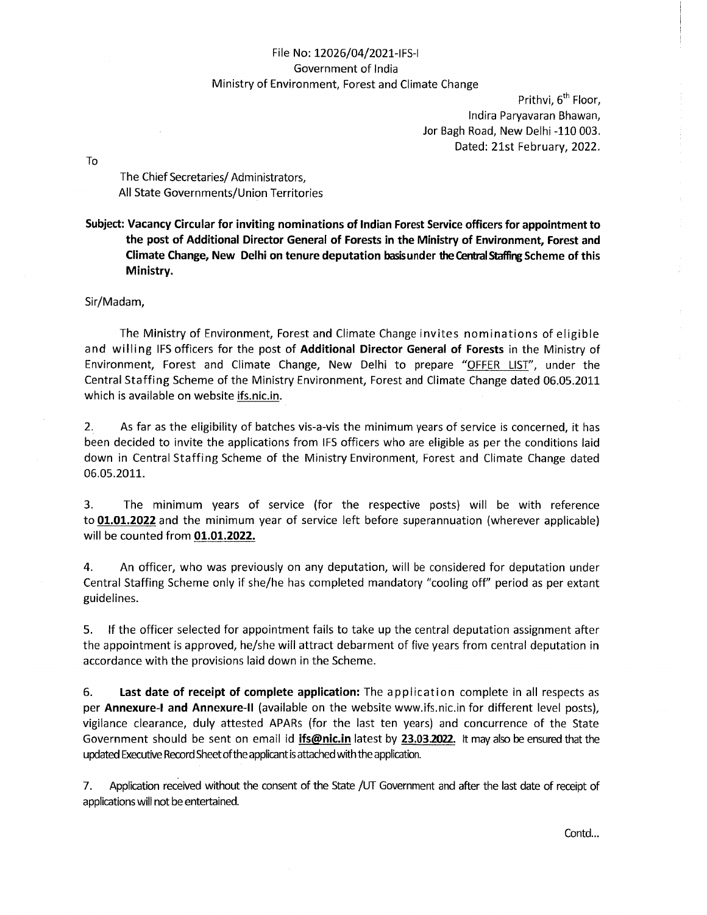File No: 12026/04/2021-IFS-I
Government of India
Ministry of Environment, Forest and Climate Change

Prithvi, 6th Floor,
Indira Paryavaran Bhawan,
Jor Bagh Road, New Delhi -110 003.
Dated: 21st February, 2022.

To

The Chief Secretaries/ Administrators,
All State Governments/Union Territories

**Subject: Vacancy Circular for inviting nominations of Indian Forest Service officers for appointment to the post of Additional Director General of Forests in the Ministry of Environment, Forest and Climate Change, New Delhi on tenure deputation basis under the Central Staffing Scheme of this Ministry.**

Sir/Madam,

The Ministry of Environment, Forest and Climate Change invites nominations of eligible and willing IFS officers for the post of **Additional Director General of Forests** in the Ministry of Environment, Forest and Climate Change, New Delhi to prepare "OFFER LIST", under the Central Staffing Scheme of the Ministry Environment, Forest and Climate Change dated 06.05.2011 which is available on website ifs.nic.in.

2. As far as the eligibility of batches vis-a-vis the minimum years of service is concerned, it has been decided to invite the applications from IFS officers who are eligible as per the conditions laid down in Central Staffing Scheme of the Ministry Environment, Forest and Climate Change dated 06.05.2011.

3. The minimum years of service (for the respective posts) will be with reference to **01.01.2022** and the minimum year of service left before superannuation (wherever applicable) will be counted from **01.01.2022.**

4. An officer, who was previously on any deputation, will be considered for deputation under Central Staffing Scheme only if she/he has completed mandatory "cooling off" period as per extant guidelines.

5. If the officer selected for appointment fails to take up the central deputation assignment after the appointment is approved, he/she will attract debarment of five years from central deputation in accordance with the provisions laid down in the Scheme.

6. **Last date of receipt of complete application:** The application complete in all respects as per **Annexure-I and Annexure-II** (available on the website www.ifs.nic.in for different level posts), vigilance clearance, duly attested APARs (for the last ten years) and concurrence of the State Government should be sent on email id **ifs@nic.in** latest by **23.03.2022.** It may also be ensured that the updated Executive Record Sheet of the applicant is attached with the application.

7. Application received without the consent of the State /UT Government and after the last date of receipt of applications will not be entertained.

Contd...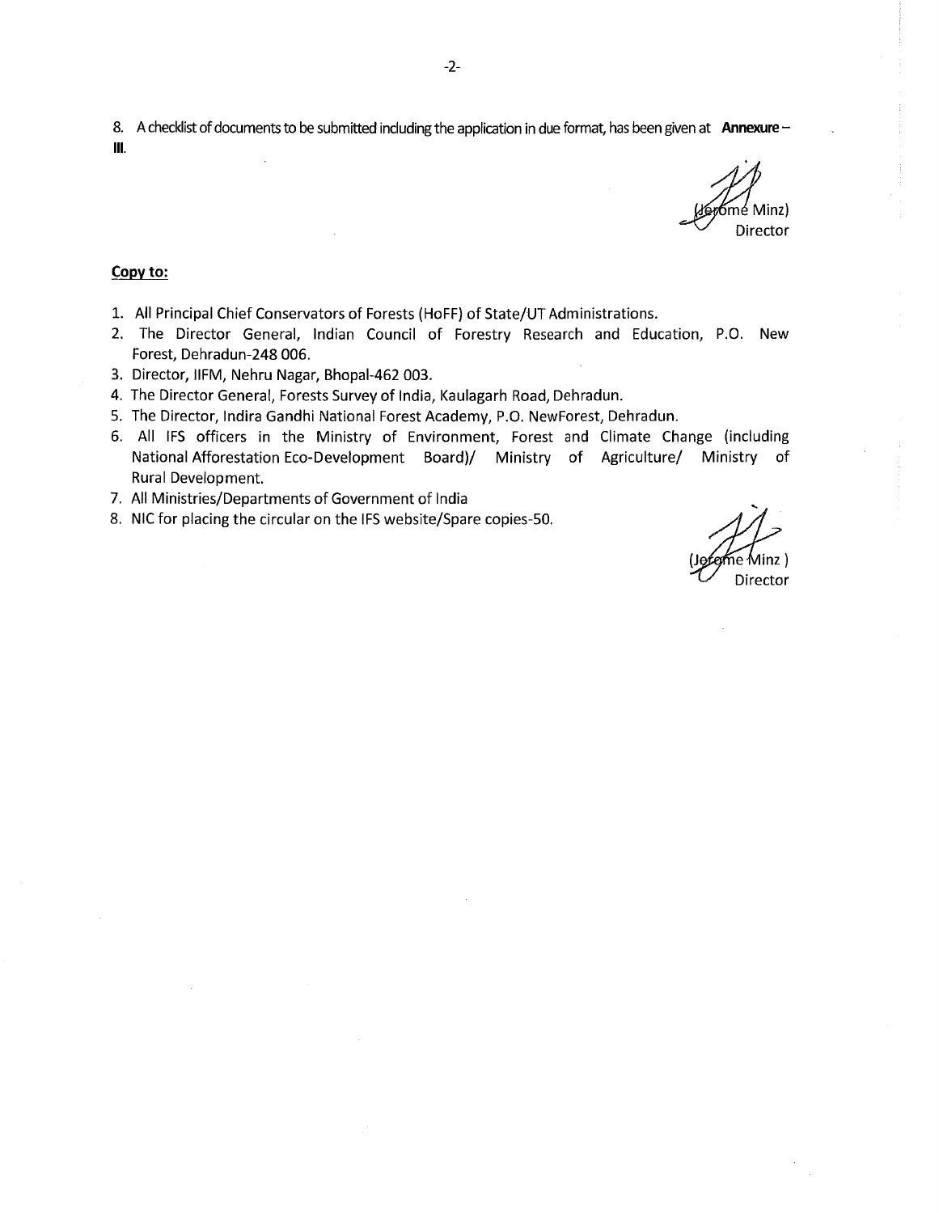8. A checklist of documents to be submitted including the application in due format, has been given at **Annexure – III.**

(Jerome Minz)
Director

**Copy to:**

1. All Principal Chief Conservators of Forests (HoFF) of State/UT Administrations.
2. The Director General, Indian Council of Forestry Research and Education, P.O. New Forest, Dehradun-248 006.
3. Director, IIFM, Nehru Nagar, Bhopal-462 003.
4. The Director General, Forests Survey of India, Kaulagarh Road, Dehradun.
5. The Director, Indira Gandhi National Forest Academy, P.O. NewForest, Dehradun.
6. All IFS officers in the Ministry of Environment, Forest and Climate Change (including National Afforestation Eco-Development Board)/ Ministry of Agriculture/ Ministry of Rural Development.
7. All Ministries/Departments of Government of India
8. NIC for placing the circular on the IFS website/Spare copies-50.

(Jerome Minz)
Director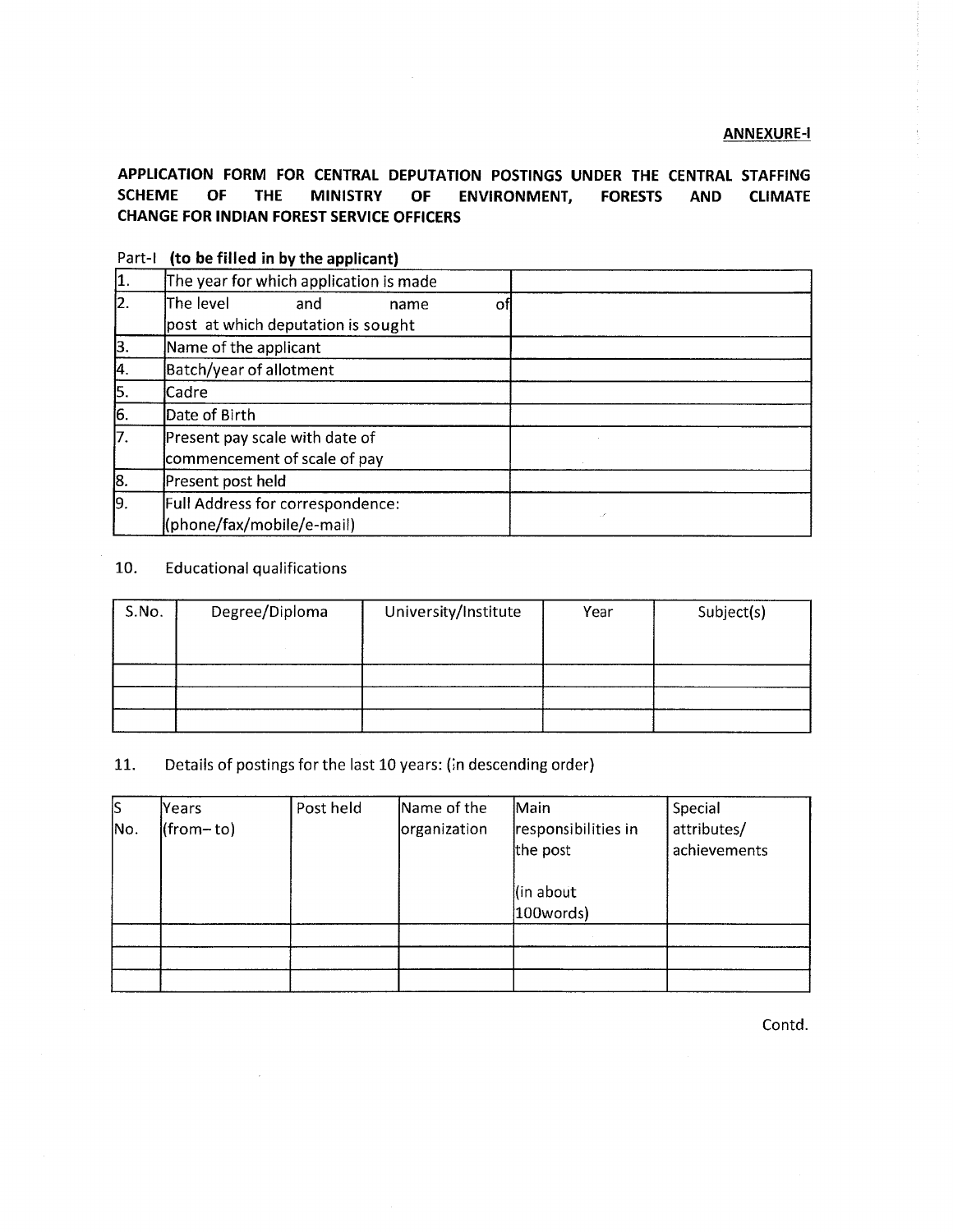**ANNEXURE-I**

## APPLICATION FORM FOR CENTRAL DEPUTATION POSTINGS UNDER THE CENTRAL STAFFING SCHEME OF THE MINISTRY OF ENVIRONMENT, FORESTS AND CLIMATE CHANGE FOR INDIAN FOREST SERVICE OFFICERS

Part-I **(to be filled in by the applicant)**

| | | |
|---|---|---|
| 1. | The year for which application is made | |
| 2. | The level and name of post at which deputation is sought | |
| 3. | Name of the applicant | |
| 4. | Batch/year of allotment | |
| 5. | Cadre | |
| 6. | Date of Birth | |
| 7. | Present pay scale with date of commencement of scale of pay | |
| 8. | Present post held | |
| 9. | Full Address for correspondence: (phone/fax/mobile/e-mail) | |

10. Educational qualifications

| S.No. | Degree/Diploma | University/Institute | Year | Subject(s) |
|---|---|---|---|---|
| | | | | |
| | | | | |
| | | | | |

11. Details of postings for the last 10 years: (in descending order)

| S No. | Years (from– to) | Post held | Name of the organization | Main responsibilities in the post (in about 100words) | Special attributes/ achievements |
|---|---|---|---|---|---|
| | | | | | |
| | | | | | |
| | | | | | |

Contd.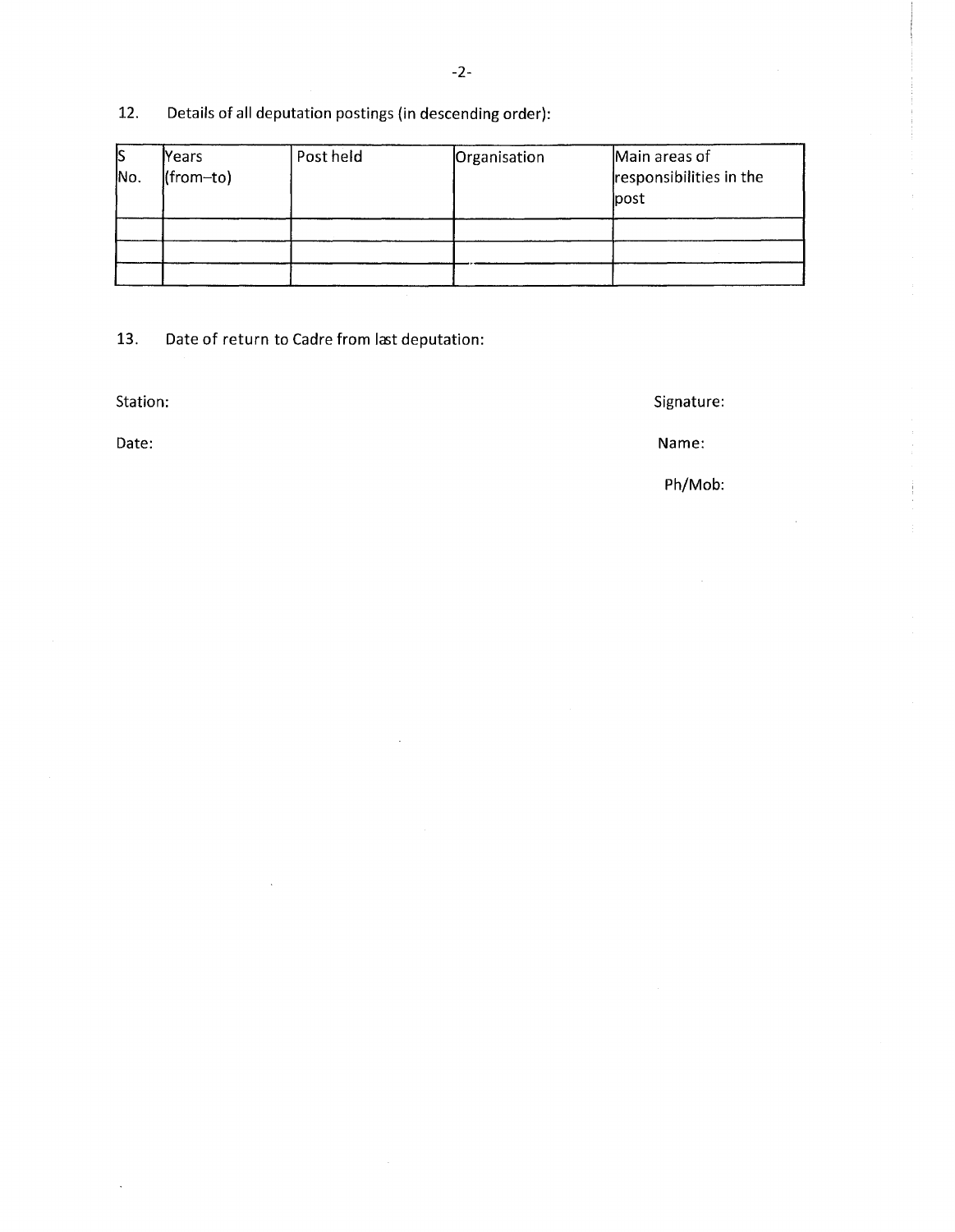12. Details of all deputation postings (in descending order):

| S No. | Years (from–to) | Post held | Organisation | Main areas of responsibilities in the post |
|---|---|---|---|---|
| | | | | |
| | | | | |
| | | | | |

13. Date of return to Cadre from last deputation:

Station: Signature:

Date: Name:

Ph/Mob: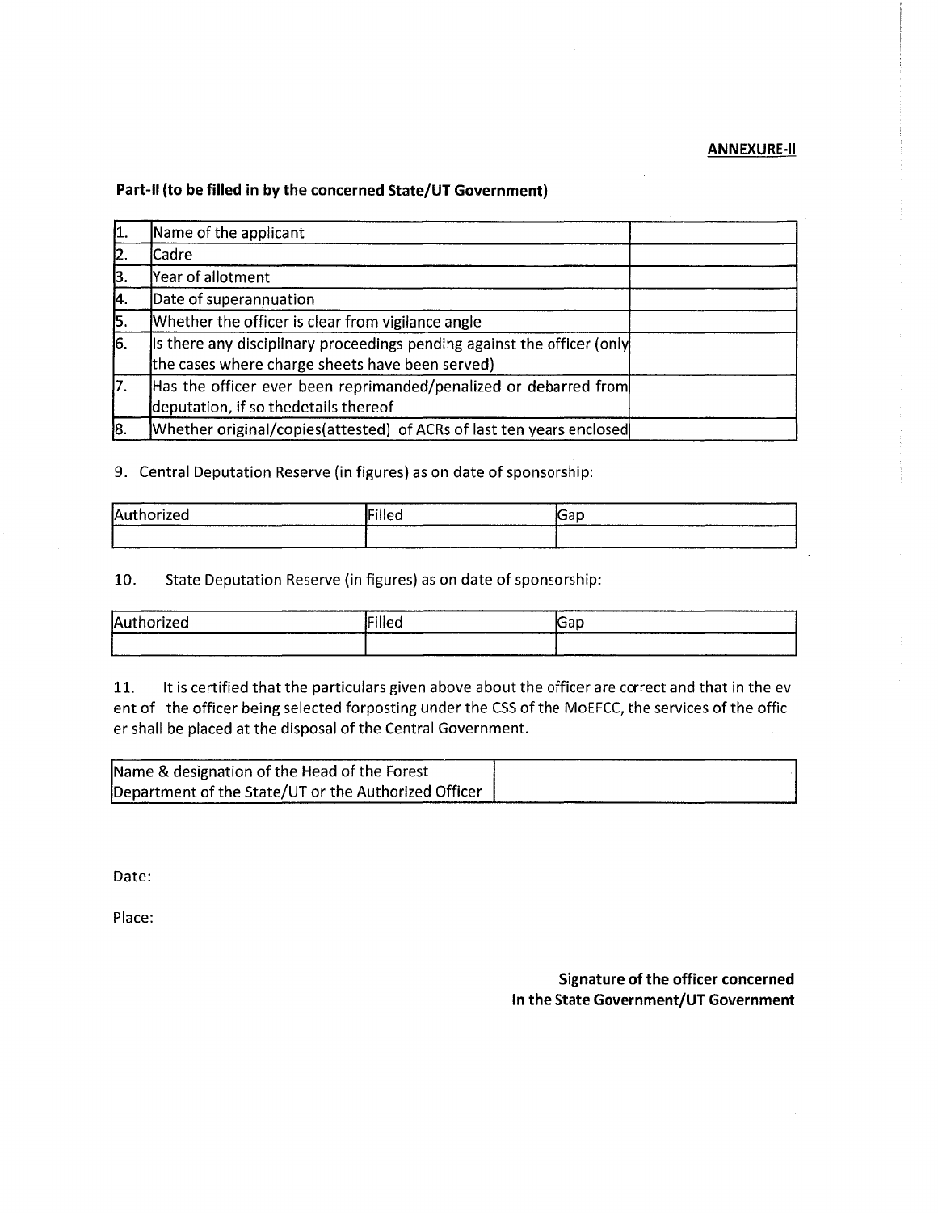**ANNEXURE-II**

**Part-II (to be filled in by the concerned State/UT Government)**

| | | |
|---|---|---|
| 1. | Name of the applicant | |
| 2. | Cadre | |
| 3. | Year of allotment | |
| 4. | Date of superannuation | |
| 5. | Whether the officer is clear from vigilance angle | |
| 6. | Is there any disciplinary proceedings pending against the officer (only the cases where charge sheets have been served) | |
| 7. | Has the officer ever been reprimanded/penalized or debarred from deputation, if so thedetails thereof | |
| 8. | Whether original/copies(attested) of ACRs of last ten years enclosed | |

9. Central Deputation Reserve (in figures) as on date of sponsorship:

| Authorized | Filled | Gap |
|---|---|---|
| | | |

10. State Deputation Reserve (in figures) as on date of sponsorship:

| Authorized | Filled | Gap |
|---|---|---|
| | | |

11. It is certified that the particulars given above about the officer are correct and that in the ev ent of the officer being selected forposting under the CSS of the MoEFCC, the services of the offic er shall be placed at the disposal of the Central Government.

| | |
|---|---|
| Name & designation of the Head of the Forest Department of the State/UT or the Authorized Officer | |

Date:

Place:

**Signature of the officer concerned**
**In the State Government/UT Government**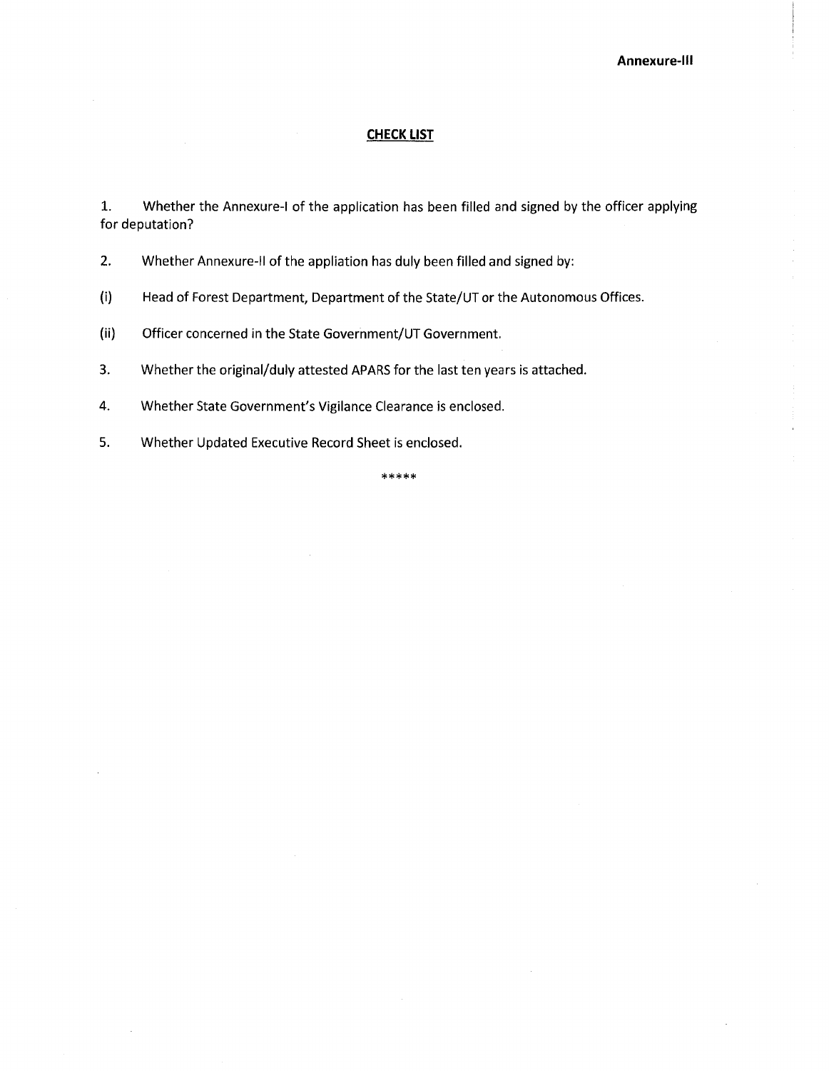**Annexure-III**

## CHECK LIST

1. Whether the Annexure-I of the application has been filled and signed by the officer applying for deputation?

2. Whether Annexure-II of the appliation has duly been filled and signed by:

(i) Head of Forest Department, Department of the State/UT or the Autonomous Offices.

(ii) Officer concerned in the State Government/UT Government.

3. Whether the original/duly attested APARS for the last ten years is attached.

4. Whether State Government's Vigilance Clearance is enclosed.

5. Whether Updated Executive Record Sheet is enclosed.

*****